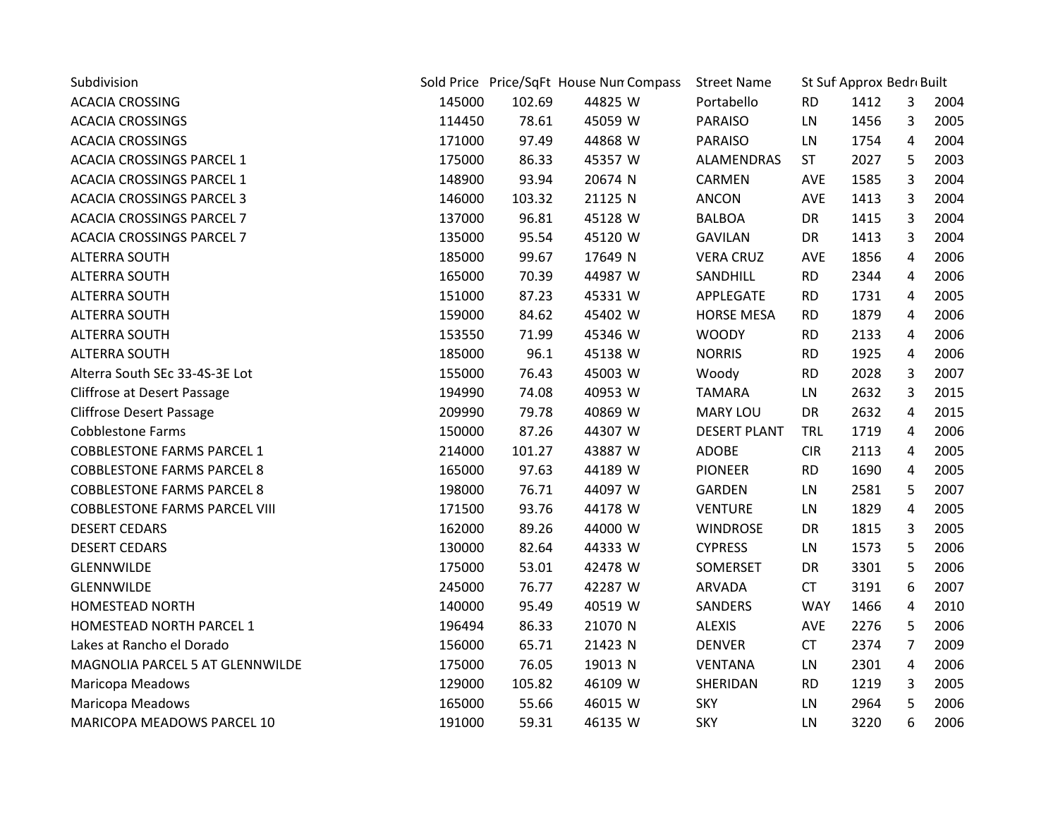| Subdivision | Sold Price | Price/SqFt | House Num | Compass | Street Name | St Suf | Approx | Bedr | Built |
|---|---|---|---|---|---|---|---|---|---|
| ACACIA CROSSING | 145000 | 102.69 | 44825 | W | Portabello | RD | 1412 | 3 | 2004 |
| ACACIA CROSSINGS | 114450 | 78.61 | 45059 | W | PARAISO | LN | 1456 | 3 | 2005 |
| ACACIA CROSSINGS | 171000 | 97.49 | 44868 | W | PARAISO | LN | 1754 | 4 | 2004 |
| ACACIA CROSSINGS PARCEL 1 | 175000 | 86.33 | 45357 | W | ALAMENDRAS | ST | 2027 | 5 | 2003 |
| ACACIA CROSSINGS PARCEL 1 | 148900 | 93.94 | 20674 | N | CARMEN | AVE | 1585 | 3 | 2004 |
| ACACIA CROSSINGS PARCEL 3 | 146000 | 103.32 | 21125 | N | ANCON | AVE | 1413 | 3 | 2004 |
| ACACIA CROSSINGS PARCEL 7 | 137000 | 96.81 | 45128 | W | BALBOA | DR | 1415 | 3 | 2004 |
| ACACIA CROSSINGS PARCEL 7 | 135000 | 95.54 | 45120 | W | GAVILAN | DR | 1413 | 3 | 2004 |
| ALTERRA SOUTH | 185000 | 99.67 | 17649 | N | VERA CRUZ | AVE | 1856 | 4 | 2006 |
| ALTERRA SOUTH | 165000 | 70.39 | 44987 | W | SANDHILL | RD | 2344 | 4 | 2006 |
| ALTERRA SOUTH | 151000 | 87.23 | 45331 | W | APPLEGATE | RD | 1731 | 4 | 2005 |
| ALTERRA SOUTH | 159000 | 84.62 | 45402 | W | HORSE MESA | RD | 1879 | 4 | 2006 |
| ALTERRA SOUTH | 153550 | 71.99 | 45346 | W | WOODY | RD | 2133 | 4 | 2006 |
| ALTERRA SOUTH | 185000 | 96.1 | 45138 | W | NORRIS | RD | 1925 | 4 | 2006 |
| Alterra South SEc 33-4S-3E Lot | 155000 | 76.43 | 45003 | W | Woody | RD | 2028 | 3 | 2007 |
| Cliffrose at Desert Passage | 194990 | 74.08 | 40953 | W | TAMARA | LN | 2632 | 3 | 2015 |
| Cliffrose Desert Passage | 209990 | 79.78 | 40869 | W | MARY LOU | DR | 2632 | 4 | 2015 |
| Cobblestone Farms | 150000 | 87.26 | 44307 | W | DESERT PLANT | TRL | 1719 | 4 | 2006 |
| COBBLESTONE FARMS PARCEL 1 | 214000 | 101.27 | 43887 | W | ADOBE | CIR | 2113 | 4 | 2005 |
| COBBLESTONE FARMS PARCEL 8 | 165000 | 97.63 | 44189 | W | PIONEER | RD | 1690 | 4 | 2005 |
| COBBLESTONE FARMS PARCEL 8 | 198000 | 76.71 | 44097 | W | GARDEN | LN | 2581 | 5 | 2007 |
| COBBLESTONE FARMS PARCEL VIII | 171500 | 93.76 | 44178 | W | VENTURE | LN | 1829 | 4 | 2005 |
| DESERT CEDARS | 162000 | 89.26 | 44000 | W | WINDROSE | DR | 1815 | 3 | 2005 |
| DESERT CEDARS | 130000 | 82.64 | 44333 | W | CYPRESS | LN | 1573 | 5 | 2006 |
| GLENNWILDE | 175000 | 53.01 | 42478 | W | SOMERSET | DR | 3301 | 5 | 2006 |
| GLENNWILDE | 245000 | 76.77 | 42287 | W | ARVADA | CT | 3191 | 6 | 2007 |
| HOMESTEAD NORTH | 140000 | 95.49 | 40519 | W | SANDERS | WAY | 1466 | 4 | 2010 |
| HOMESTEAD NORTH PARCEL 1 | 196494 | 86.33 | 21070 | N | ALEXIS | AVE | 2276 | 5 | 2006 |
| Lakes at Rancho el Dorado | 156000 | 65.71 | 21423 | N | DENVER | CT | 2374 | 7 | 2009 |
| MAGNOLIA PARCEL 5 AT GLENNWILDE | 175000 | 76.05 | 19013 | N | VENTANA | LN | 2301 | 4 | 2006 |
| Maricopa Meadows | 129000 | 105.82 | 46109 | W | SHERIDAN | RD | 1219 | 3 | 2005 |
| Maricopa Meadows | 165000 | 55.66 | 46015 | W | SKY | LN | 2964 | 5 | 2006 |
| MARICOPA MEADOWS PARCEL 10 | 191000 | 59.31 | 46135 | W | SKY | LN | 3220 | 6 | 2006 |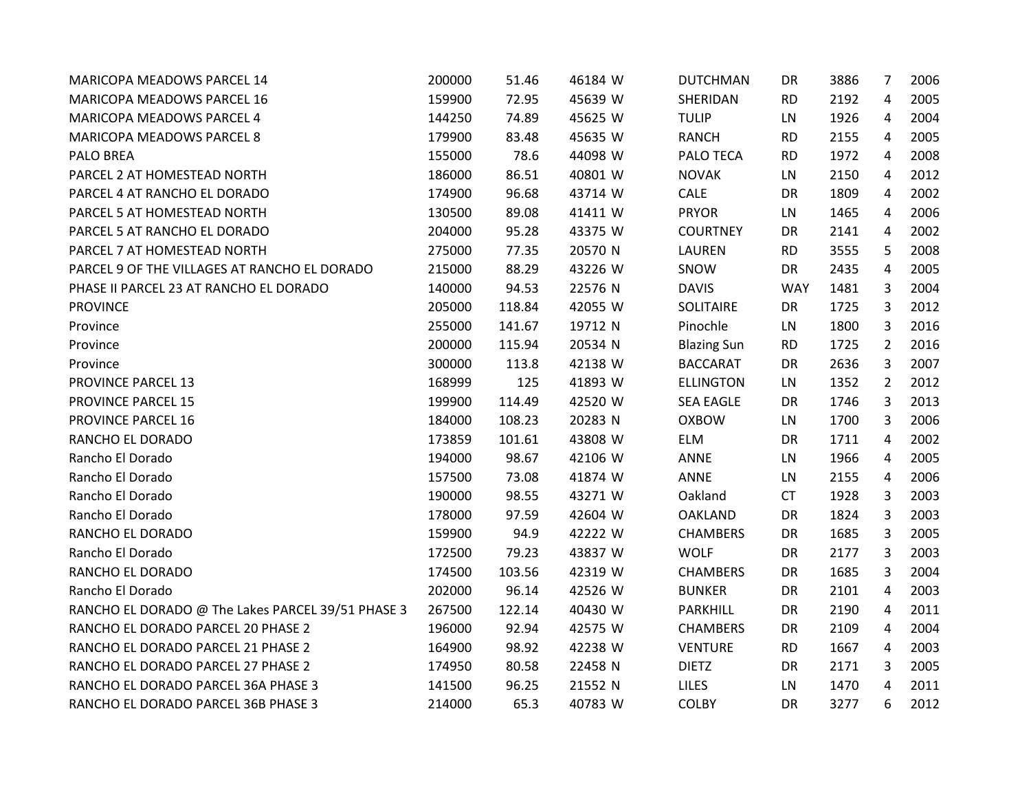| | | | | | | | | |
|---|---|---|---|---|---|---|---|---|
| MARICOPA MEADOWS PARCEL 14 | 200000 | 51.46 | 46184 W | DUTCHMAN | DR | 3886 | 7 | 2006 |
| MARICOPA MEADOWS PARCEL 16 | 159900 | 72.95 | 45639 W | SHERIDAN | RD | 2192 | 4 | 2005 |
| MARICOPA MEADOWS PARCEL 4 | 144250 | 74.89 | 45625 W | TULIP | LN | 1926 | 4 | 2004 |
| MARICOPA MEADOWS PARCEL 8 | 179900 | 83.48 | 45635 W | RANCH | RD | 2155 | 4 | 2005 |
| PALO BREA | 155000 | 78.6 | 44098 W | PALO TECA | RD | 1972 | 4 | 2008 |
| PARCEL 2 AT HOMESTEAD NORTH | 186000 | 86.51 | 40801 W | NOVAK | LN | 2150 | 4 | 2012 |
| PARCEL 4 AT RANCHO EL DORADO | 174900 | 96.68 | 43714 W | CALE | DR | 1809 | 4 | 2002 |
| PARCEL 5 AT HOMESTEAD NORTH | 130500 | 89.08 | 41411 W | PRYOR | LN | 1465 | 4 | 2006 |
| PARCEL 5 AT RANCHO EL DORADO | 204000 | 95.28 | 43375 W | COURTNEY | DR | 2141 | 4 | 2002 |
| PARCEL 7 AT HOMESTEAD NORTH | 275000 | 77.35 | 20570 N | LAUREN | RD | 3555 | 5 | 2008 |
| PARCEL 9 OF THE VILLAGES AT RANCHO EL DORADO | 215000 | 88.29 | 43226 W | SNOW | DR | 2435 | 4 | 2005 |
| PHASE II PARCEL 23 AT RANCHO EL DORADO | 140000 | 94.53 | 22576 N | DAVIS | WAY | 1481 | 3 | 2004 |
| PROVINCE | 205000 | 118.84 | 42055 W | SOLITAIRE | DR | 1725 | 3 | 2012 |
| Province | 255000 | 141.67 | 19712 N | Pinochle | LN | 1800 | 3 | 2016 |
| Province | 200000 | 115.94 | 20534 N | Blazing Sun | RD | 1725 | 2 | 2016 |
| Province | 300000 | 113.8 | 42138 W | BACCARAT | DR | 2636 | 3 | 2007 |
| PROVINCE PARCEL 13 | 168999 | 125 | 41893 W | ELLINGTON | LN | 1352 | 2 | 2012 |
| PROVINCE PARCEL 15 | 199900 | 114.49 | 42520 W | SEA EAGLE | DR | 1746 | 3 | 2013 |
| PROVINCE PARCEL 16 | 184000 | 108.23 | 20283 N | OXBOW | LN | 1700 | 3 | 2006 |
| RANCHO EL DORADO | 173859 | 101.61 | 43808 W | ELM | DR | 1711 | 4 | 2002 |
| Rancho El Dorado | 194000 | 98.67 | 42106 W | ANNE | LN | 1966 | 4 | 2005 |
| Rancho El Dorado | 157500 | 73.08 | 41874 W | ANNE | LN | 2155 | 4 | 2006 |
| Rancho El Dorado | 190000 | 98.55 | 43271 W | Oakland | CT | 1928 | 3 | 2003 |
| Rancho El Dorado | 178000 | 97.59 | 42604 W | OAKLAND | DR | 1824 | 3 | 2003 |
| RANCHO EL DORADO | 159900 | 94.9 | 42222 W | CHAMBERS | DR | 1685 | 3 | 2005 |
| Rancho El Dorado | 172500 | 79.23 | 43837 W | WOLF | DR | 2177 | 3 | 2003 |
| RANCHO EL DORADO | 174500 | 103.56 | 42319 W | CHAMBERS | DR | 1685 | 3 | 2004 |
| Rancho El Dorado | 202000 | 96.14 | 42526 W | BUNKER | DR | 2101 | 4 | 2003 |
| RANCHO EL DORADO @ The Lakes PARCEL 39/51 PHASE 3 | 267500 | 122.14 | 40430 W | PARKHILL | DR | 2190 | 4 | 2011 |
| RANCHO EL DORADO PARCEL 20 PHASE 2 | 196000 | 92.94 | 42575 W | CHAMBERS | DR | 2109 | 4 | 2004 |
| RANCHO EL DORADO PARCEL 21 PHASE 2 | 164900 | 98.92 | 42238 W | VENTURE | RD | 1667 | 4 | 2003 |
| RANCHO EL DORADO PARCEL 27 PHASE 2 | 174950 | 80.58 | 22458 N | DIETZ | DR | 2171 | 3 | 2005 |
| RANCHO EL DORADO PARCEL 36A PHASE 3 | 141500 | 96.25 | 21552 N | LILES | LN | 1470 | 4 | 2011 |
| RANCHO EL DORADO PARCEL 36B PHASE 3 | 214000 | 65.3 | 40783 W | COLBY | DR | 3277 | 6 | 2012 |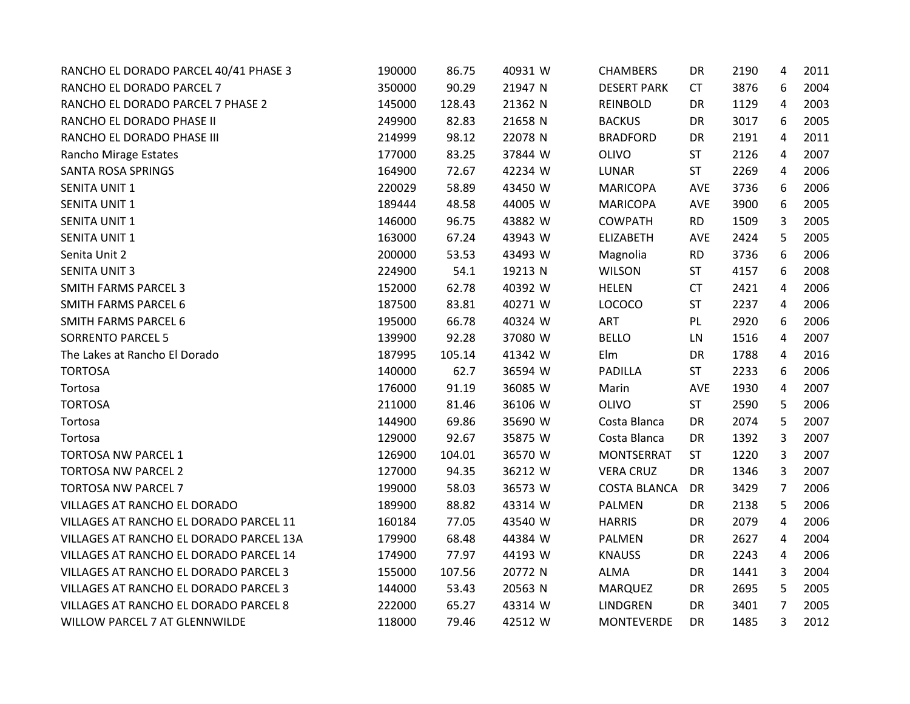| | | | | | | | | | |
|---|---|---|---|---|---|---|---|---|---|
| RANCHO EL DORADO PARCEL 40/41 PHASE 3 | 190000 | 86.75 | 40931 | W | CHAMBERS | DR | 2190 | 4 | 2011 |
| RANCHO EL DORADO PARCEL 7 | 350000 | 90.29 | 21947 | N | DESERT PARK | CT | 3876 | 6 | 2004 |
| RANCHO EL DORADO PARCEL 7 PHASE 2 | 145000 | 128.43 | 21362 | N | REINBOLD | DR | 1129 | 4 | 2003 |
| RANCHO EL DORADO PHASE II | 249900 | 82.83 | 21658 | N | BACKUS | DR | 3017 | 6 | 2005 |
| RANCHO EL DORADO PHASE III | 214999 | 98.12 | 22078 | N | BRADFORD | DR | 2191 | 4 | 2011 |
| Rancho Mirage Estates | 177000 | 83.25 | 37844 | W | OLIVO | ST | 2126 | 4 | 2007 |
| SANTA ROSA SPRINGS | 164900 | 72.67 | 42234 | W | LUNAR | ST | 2269 | 4 | 2006 |
| SENITA UNIT 1 | 220029 | 58.89 | 43450 | W | MARICOPA | AVE | 3736 | 6 | 2006 |
| SENITA UNIT 1 | 189444 | 48.58 | 44005 | W | MARICOPA | AVE | 3900 | 6 | 2005 |
| SENITA UNIT 1 | 146000 | 96.75 | 43882 | W | COWPATH | RD | 1509 | 3 | 2005 |
| SENITA UNIT 1 | 163000 | 67.24 | 43943 | W | ELIZABETH | AVE | 2424 | 5 | 2005 |
| Senita Unit 2 | 200000 | 53.53 | 43493 | W | Magnolia | RD | 3736 | 6 | 2006 |
| SENITA UNIT 3 | 224900 | 54.1 | 19213 | N | WILSON | ST | 4157 | 6 | 2008 |
| SMITH FARMS PARCEL 3 | 152000 | 62.78 | 40392 | W | HELEN | CT | 2421 | 4 | 2006 |
| SMITH FARMS PARCEL 6 | 187500 | 83.81 | 40271 | W | LOCOCO | ST | 2237 | 4 | 2006 |
| SMITH FARMS PARCEL 6 | 195000 | 66.78 | 40324 | W | ART | PL | 2920 | 6 | 2006 |
| SORRENTO PARCEL 5 | 139900 | 92.28 | 37080 | W | BELLO | LN | 1516 | 4 | 2007 |
| The Lakes at Rancho El Dorado | 187995 | 105.14 | 41342 | W | Elm | DR | 1788 | 4 | 2016 |
| TORTOSA | 140000 | 62.7 | 36594 | W | PADILLA | ST | 2233 | 6 | 2006 |
| Tortosa | 176000 | 91.19 | 36085 | W | Marin | AVE | 1930 | 4 | 2007 |
| TORTOSA | 211000 | 81.46 | 36106 | W | OLIVO | ST | 2590 | 5 | 2006 |
| Tortosa | 144900 | 69.86 | 35690 | W | Costa Blanca | DR | 2074 | 5 | 2007 |
| Tortosa | 129000 | 92.67 | 35875 | W | Costa Blanca | DR | 1392 | 3 | 2007 |
| TORTOSA NW PARCEL 1 | 126900 | 104.01 | 36570 | W | MONTSERRAT | ST | 1220 | 3 | 2007 |
| TORTOSA NW PARCEL 2 | 127000 | 94.35 | 36212 | W | VERA CRUZ | DR | 1346 | 3 | 2007 |
| TORTOSA NW PARCEL 7 | 199000 | 58.03 | 36573 | W | COSTA BLANCA | DR | 3429 | 7 | 2006 |
| VILLAGES AT RANCHO EL DORADO | 189900 | 88.82 | 43314 | W | PALMEN | DR | 2138 | 5 | 2006 |
| VILLAGES AT RANCHO EL DORADO PARCEL 11 | 160184 | 77.05 | 43540 | W | HARRIS | DR | 2079 | 4 | 2006 |
| VILLAGES AT RANCHO EL DORADO PARCEL 13A | 179900 | 68.48 | 44384 | W | PALMEN | DR | 2627 | 4 | 2004 |
| VILLAGES AT RANCHO EL DORADO PARCEL 14 | 174900 | 77.97 | 44193 | W | KNAUSS | DR | 2243 | 4 | 2006 |
| VILLAGES AT RANCHO EL DORADO PARCEL 3 | 155000 | 107.56 | 20772 | N | ALMA | DR | 1441 | 3 | 2004 |
| VILLAGES AT RANCHO EL DORADO PARCEL 3 | 144000 | 53.43 | 20563 | N | MARQUEZ | DR | 2695 | 5 | 2005 |
| VILLAGES AT RANCHO EL DORADO PARCEL 8 | 222000 | 65.27 | 43314 | W | LINDGREN | DR | 3401 | 7 | 2005 |
| WILLOW PARCEL 7 AT GLENNWILDE | 118000 | 79.46 | 42512 | W | MONTEVERDE | DR | 1485 | 3 | 2012 |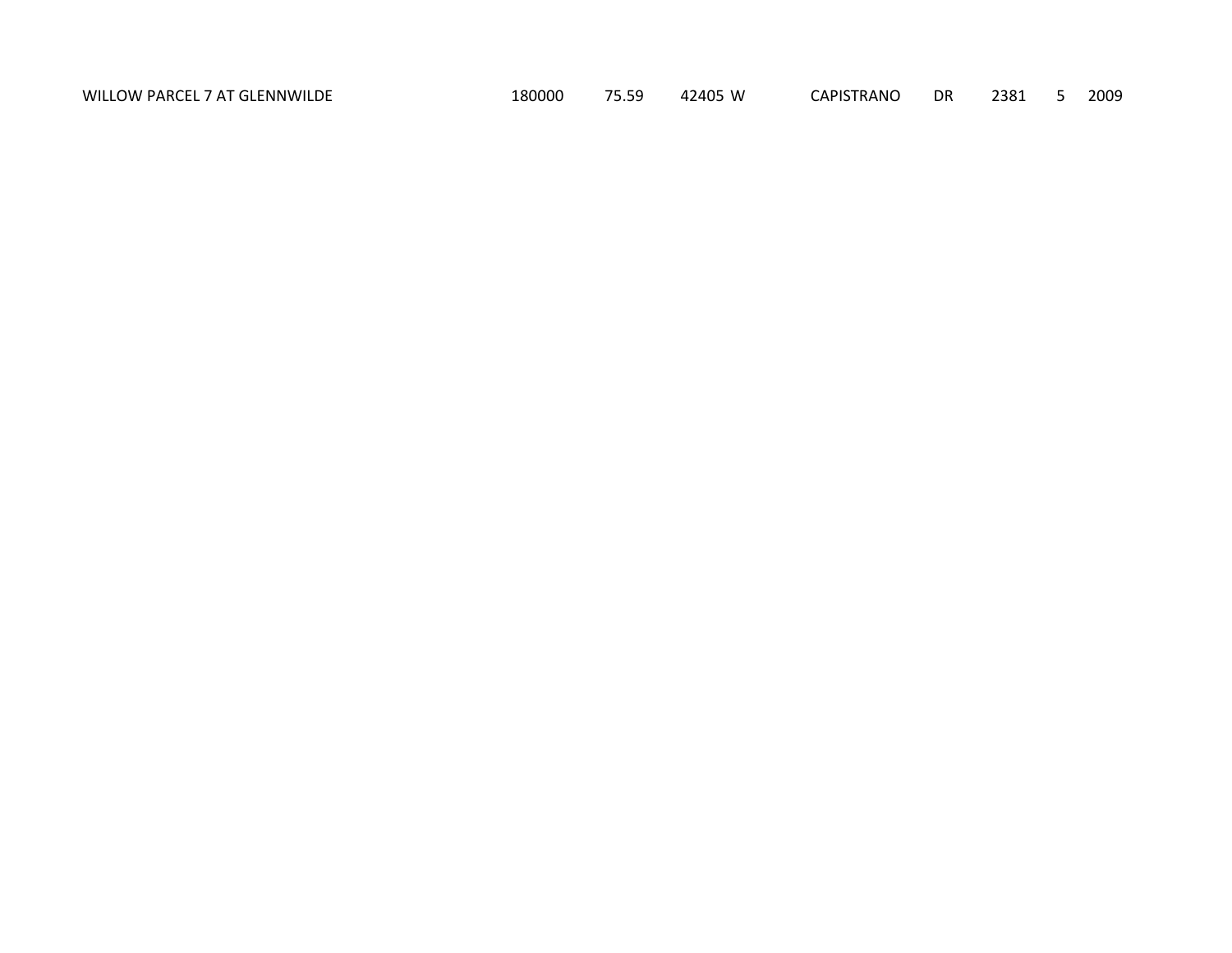| | | | | | | | | | |
|---|---|---|---|---|---|---|---|---|---|
| WILLOW PARCEL 7 AT GLENNWILDE | 180000 | 75.59 | 42405 | W | CAPISTRANO | DR | 2381 | 5 | 2009 |